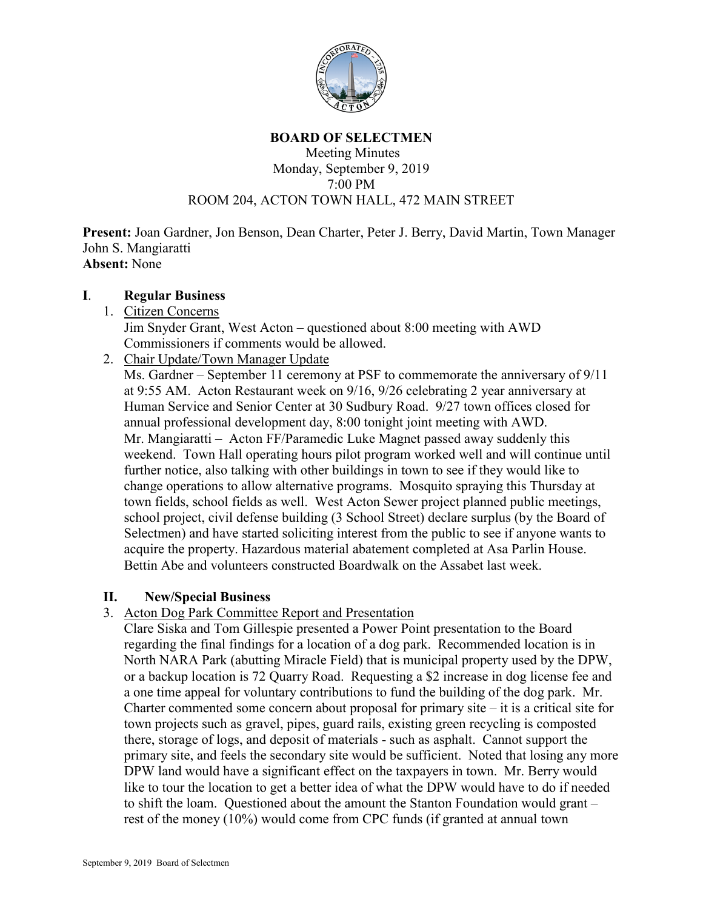# BOARD OF SELECTMEN

Meeting Minutes
Monday, September 9, 2019
7:00 PM
ROOM 204, ACTON TOWN HALL, 472 MAIN STREET

**Present:** Joan Gardner, Jon Benson, Dean Charter, Peter J. Berry, David Martin, Town Manager John S. Mangiaratti
**Absent:** None

## I. Regular Business

1. Citizen Concerns
   Jim Snyder Grant, West Acton – questioned about 8:00 meeting with AWD Commissioners if comments would be allowed.
2. Chair Update/Town Manager Update
   Ms. Gardner – September 11 ceremony at PSF to commemorate the anniversary of 9/11 at 9:55 AM. Acton Restaurant week on 9/16, 9/26 celebrating 2 year anniversary at Human Service and Senior Center at 30 Sudbury Road. 9/27 town offices closed for annual professional development day, 8:00 tonight joint meeting with AWD.
   Mr. Mangiaratti – Acton FF/Paramedic Luke Magnet passed away suddenly this weekend. Town Hall operating hours pilot program worked well and will continue until further notice, also talking with other buildings in town to see if they would like to change operations to allow alternative programs. Mosquito spraying this Thursday at town fields, school fields as well. West Acton Sewer project planned public meetings, school project, civil defense building (3 School Street) declare surplus (by the Board of Selectmen) and have started soliciting interest from the public to see if anyone wants to acquire the property. Hazardous material abatement completed at Asa Parlin House. Bettin Abe and volunteers constructed Boardwalk on the Assabet last week.

## II. New/Special Business

3. Acton Dog Park Committee Report and Presentation
   Clare Siska and Tom Gillespie presented a Power Point presentation to the Board regarding the final findings for a location of a dog park. Recommended location is in North NARA Park (abutting Miracle Field) that is municipal property used by the DPW, or a backup location is 72 Quarry Road. Requesting a $2 increase in dog license fee and a one time appeal for voluntary contributions to fund the building of the dog park. Mr. Charter commented some concern about proposal for primary site – it is a critical site for town projects such as gravel, pipes, guard rails, existing green recycling is composted there, storage of logs, and deposit of materials - such as asphalt. Cannot support the primary site, and feels the secondary site would be sufficient. Noted that losing any more DPW land would have a significant effect on the taxpayers in town. Mr. Berry would like to tour the location to get a better idea of what the DPW would have to do if needed to shift the loam. Questioned about the amount the Stanton Foundation would grant – rest of the money (10%) would come from CPC funds (if granted at annual town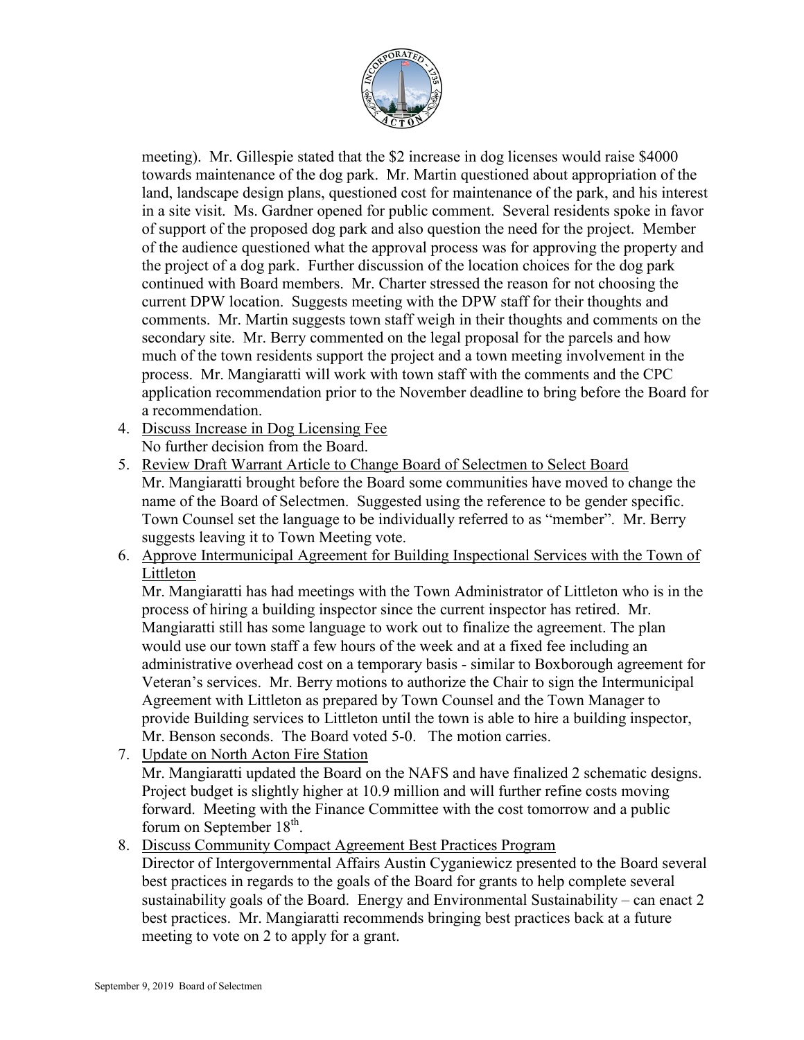meeting). Mr. Gillespie stated that the $2 increase in dog licenses would raise $4000 towards maintenance of the dog park. Mr. Martin questioned about appropriation of the land, landscape design plans, questioned cost for maintenance of the park, and his interest in a site visit. Ms. Gardner opened for public comment. Several residents spoke in favor of support of the proposed dog park and also question the need for the project. Member of the audience questioned what the approval process was for approving the property and the project of a dog park. Further discussion of the location choices for the dog park continued with Board members. Mr. Charter stressed the reason for not choosing the current DPW location. Suggests meeting with the DPW staff for their thoughts and comments. Mr. Martin suggests town staff weigh in their thoughts and comments on the secondary site. Mr. Berry commented on the legal proposal for the parcels and how much of the town residents support the project and a town meeting involvement in the process. Mr. Mangiaratti will work with town staff with the comments and the CPC application recommendation prior to the November deadline to bring before the Board for a recommendation.

4. <u>Discuss Increase in Dog Licensing Fee</u>
   No further decision from the Board.
5. <u>Review Draft Warrant Article to Change Board of Selectmen to Select Board</u>
   Mr. Mangiaratti brought before the Board some communities have moved to change the name of the Board of Selectmen. Suggested using the reference to be gender specific. Town Counsel set the language to be individually referred to as "member". Mr. Berry suggests leaving it to Town Meeting vote.
6. <u>Approve Intermunicipal Agreement for Building Inspectional Services with the Town of Littleton</u>
   Mr. Mangiaratti has had meetings with the Town Administrator of Littleton who is in the process of hiring a building inspector since the current inspector has retired. Mr. Mangiaratti still has some language to work out to finalize the agreement. The plan would use our town staff a few hours of the week and at a fixed fee including an administrative overhead cost on a temporary basis - similar to Boxborough agreement for Veteran's services. Mr. Berry motions to authorize the Chair to sign the Intermunicipal Agreement with Littleton as prepared by Town Counsel and the Town Manager to provide Building services to Littleton until the town is able to hire a building inspector, Mr. Benson seconds. The Board voted 5-0. The motion carries.
7. <u>Update on North Acton Fire Station</u>
   Mr. Mangiaratti updated the Board on the NAFS and have finalized 2 schematic designs. Project budget is slightly higher at 10.9 million and will further refine costs moving forward. Meeting with the Finance Committee with the cost tomorrow and a public forum on September 18th.
8. <u>Discuss Community Compact Agreement Best Practices Program</u>
   Director of Intergovernmental Affairs Austin Cyganiewicz presented to the Board several best practices in regards to the goals of the Board for grants to help complete several sustainability goals of the Board. Energy and Environmental Sustainability – can enact 2 best practices. Mr. Mangiaratti recommends bringing best practices back at a future meeting to vote on 2 to apply for a grant.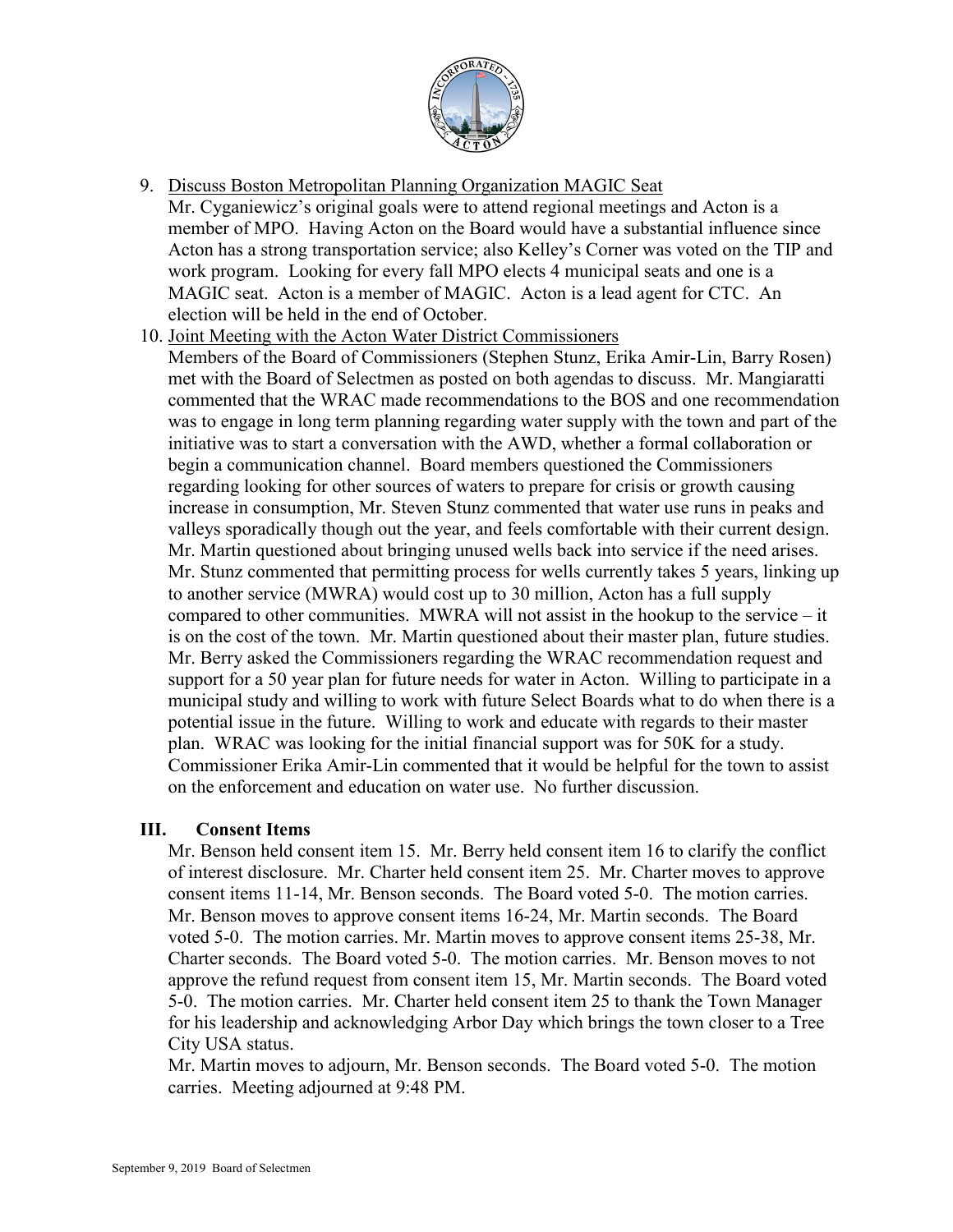9. Discuss Boston Metropolitan Planning Organization MAGIC Seat
   Mr. Cyganiewicz's original goals were to attend regional meetings and Acton is a member of MPO. Having Acton on the Board would have a substantial influence since Acton has a strong transportation service; also Kelley's Corner was voted on the TIP and work program. Looking for every fall MPO elects 4 municipal seats and one is a MAGIC seat. Acton is a member of MAGIC. Acton is a lead agent for CTC. An election will be held in the end of October.
10. Joint Meeting with the Acton Water District Commissioners
    Members of the Board of Commissioners (Stephen Stunz, Erika Amir-Lin, Barry Rosen) met with the Board of Selectmen as posted on both agendas to discuss. Mr. Mangiaratti commented that the WRAC made recommendations to the BOS and one recommendation was to engage in long term planning regarding water supply with the town and part of the initiative was to start a conversation with the AWD, whether a formal collaboration or begin a communication channel. Board members questioned the Commissioners regarding looking for other sources of waters to prepare for crisis or growth causing increase in consumption, Mr. Steven Stunz commented that water use runs in peaks and valleys sporadically though out the year, and feels comfortable with their current design. Mr. Martin questioned about bringing unused wells back into service if the need arises. Mr. Stunz commented that permitting process for wells currently takes 5 years, linking up to another service (MWRA) would cost up to 30 million, Acton has a full supply compared to other communities. MWRA will not assist in the hookup to the service – it is on the cost of the town. Mr. Martin questioned about their master plan, future studies. Mr. Berry asked the Commissioners regarding the WRAC recommendation request and support for a 50 year plan for future needs for water in Acton. Willing to participate in a municipal study and willing to work with future Select Boards what to do when there is a potential issue in the future. Willing to work and educate with regards to their master plan. WRAC was looking for the initial financial support was for 50K for a study. Commissioner Erika Amir-Lin commented that it would be helpful for the town to assist on the enforcement and education on water use. No further discussion.

## III. Consent Items

Mr. Benson held consent item 15. Mr. Berry held consent item 16 to clarify the conflict of interest disclosure. Mr. Charter held consent item 25. Mr. Charter moves to approve consent items 11-14, Mr. Benson seconds. The Board voted 5-0. The motion carries. Mr. Benson moves to approve consent items 16-24, Mr. Martin seconds. The Board voted 5-0. The motion carries. Mr. Martin moves to approve consent items 25-38, Mr. Charter seconds. The Board voted 5-0. The motion carries. Mr. Benson moves to not approve the refund request from consent item 15, Mr. Martin seconds. The Board voted 5-0. The motion carries. Mr. Charter held consent item 25 to thank the Town Manager for his leadership and acknowledging Arbor Day which brings the town closer to a Tree City USA status.

Mr. Martin moves to adjourn, Mr. Benson seconds. The Board voted 5-0. The motion carries. Meeting adjourned at 9:48 PM.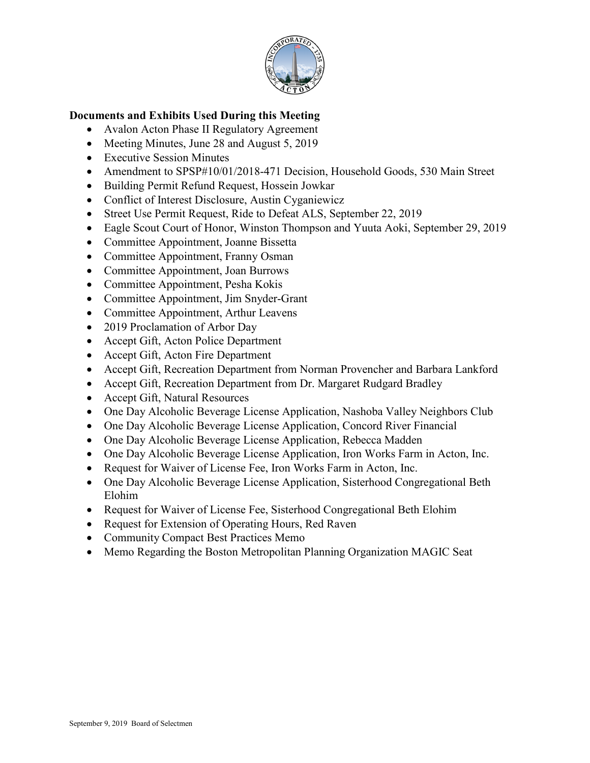**Documents and Exhibits Used During this Meeting**

- Avalon Acton Phase II Regulatory Agreement
- Meeting Minutes, June 28 and August 5, 2019
- Executive Session Minutes
- Amendment to SPSP#10/01/2018-471 Decision, Household Goods, 530 Main Street
- Building Permit Refund Request, Hossein Jowkar
- Conflict of Interest Disclosure, Austin Cyganiewicz
- Street Use Permit Request, Ride to Defeat ALS, September 22, 2019
- Eagle Scout Court of Honor, Winston Thompson and Yuuta Aoki, September 29, 2019
- Committee Appointment, Joanne Bissetta
- Committee Appointment, Franny Osman
- Committee Appointment, Joan Burrows
- Committee Appointment, Pesha Kokis
- Committee Appointment, Jim Snyder-Grant
- Committee Appointment, Arthur Leavens
- 2019 Proclamation of Arbor Day
- Accept Gift, Acton Police Department
- Accept Gift, Acton Fire Department
- Accept Gift, Recreation Department from Norman Provencher and Barbara Lankford
- Accept Gift, Recreation Department from Dr. Margaret Rudgard Bradley
- Accept Gift, Natural Resources
- One Day Alcoholic Beverage License Application, Nashoba Valley Neighbors Club
- One Day Alcoholic Beverage License Application, Concord River Financial
- One Day Alcoholic Beverage License Application, Rebecca Madden
- One Day Alcoholic Beverage License Application, Iron Works Farm in Acton, Inc.
- Request for Waiver of License Fee, Iron Works Farm in Acton, Inc.
- One Day Alcoholic Beverage License Application, Sisterhood Congregational Beth Elohim
- Request for Waiver of License Fee, Sisterhood Congregational Beth Elohim
- Request for Extension of Operating Hours, Red Raven
- Community Compact Best Practices Memo
- Memo Regarding the Boston Metropolitan Planning Organization MAGIC Seat